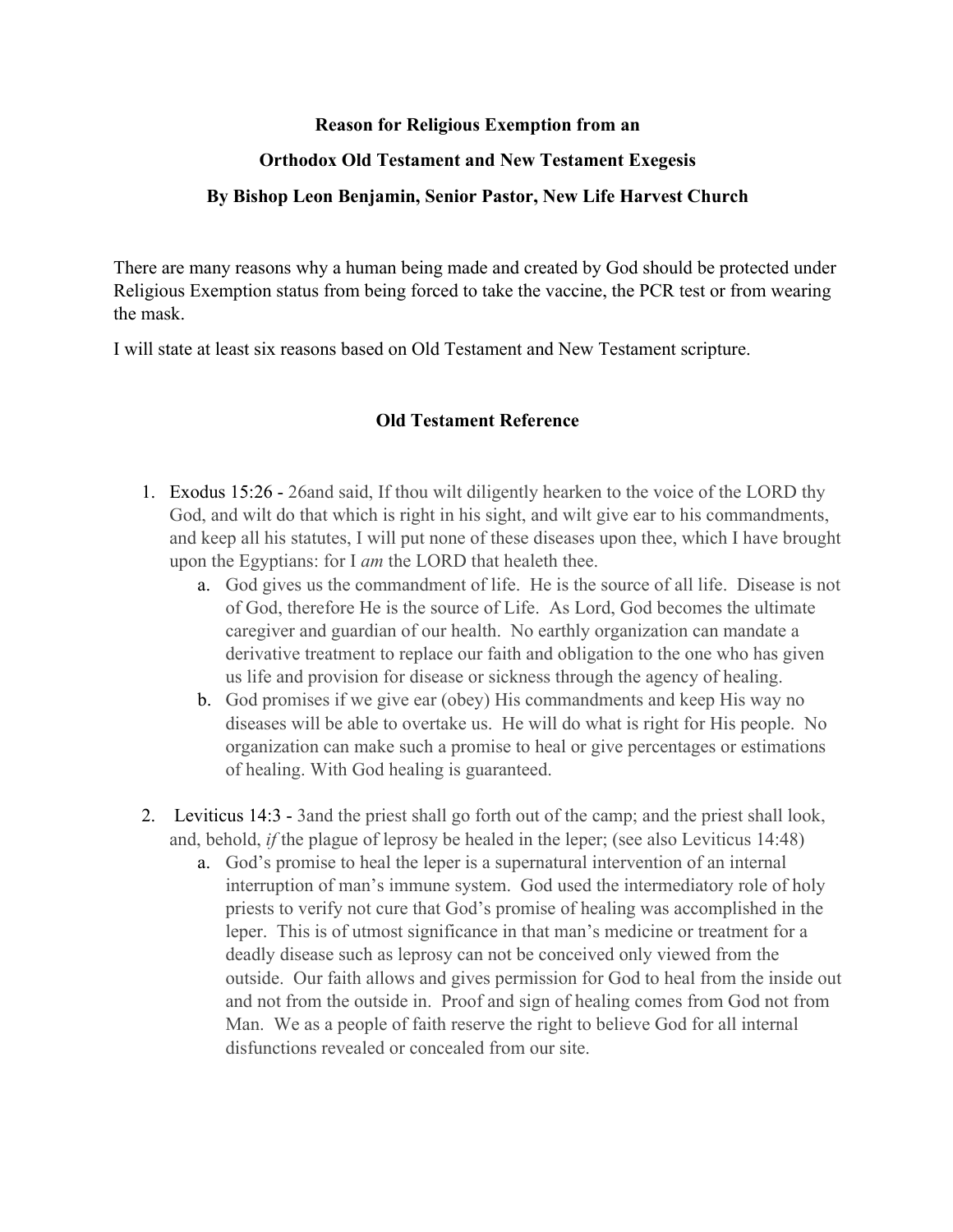**Reason for Religious Exemption from an**

**Orthodox Old Testament and New Testament Exegesis**

**By Bishop Leon Benjamin, Senior Pastor, New Life Harvest Church**

There are many reasons why a human being made and created by God should be protected under Religious Exemption status from being forced to take the vaccine, the PCR test or from wearing the mask.

I will state at least six reasons based on Old Testament and New Testament scripture.

## Old Testament Reference

1. Exodus 15:26 - 26and said, If thou wilt diligently hearken to the voice of the LORD thy God, and wilt do that which is right in his sight, and wilt give ear to his commandments, and keep all his statutes, I will put none of these diseases upon thee, which I have brought upon the Egyptians: for I *am* the LORD that healeth thee.
    a. God gives us the commandment of life. He is the source of all life. Disease is not of God, therefore He is the source of Life. As Lord, God becomes the ultimate caregiver and guardian of our health. No earthly organization can mandate a derivative treatment to replace our faith and obligation to the one who has given us life and provision for disease or sickness through the agency of healing.
    b. God promises if we give ear (obey) His commandments and keep His way no diseases will be able to overtake us. He will do what is right for His people. No organization can make such a promise to heal or give percentages or estimations of healing. With God healing is guaranteed.

2. Leviticus 14:3 - 3and the priest shall go forth out of the camp; and the priest shall look, and, behold, *if* the plague of leprosy be healed in the leper; (see also Leviticus 14:48)
    a. God's promise to heal the leper is a supernatural intervention of an internal interruption of man's immune system. God used the intermediatory role of holy priests to verify not cure that God's promise of healing was accomplished in the leper. This is of utmost significance in that man's medicine or treatment for a deadly disease such as leprosy can not be conceived only viewed from the outside. Our faith allows and gives permission for God to heal from the inside out and not from the outside in. Proof and sign of healing comes from God not from Man. We as a people of faith reserve the right to believe God for all internal disfunctions revealed or concealed from our site.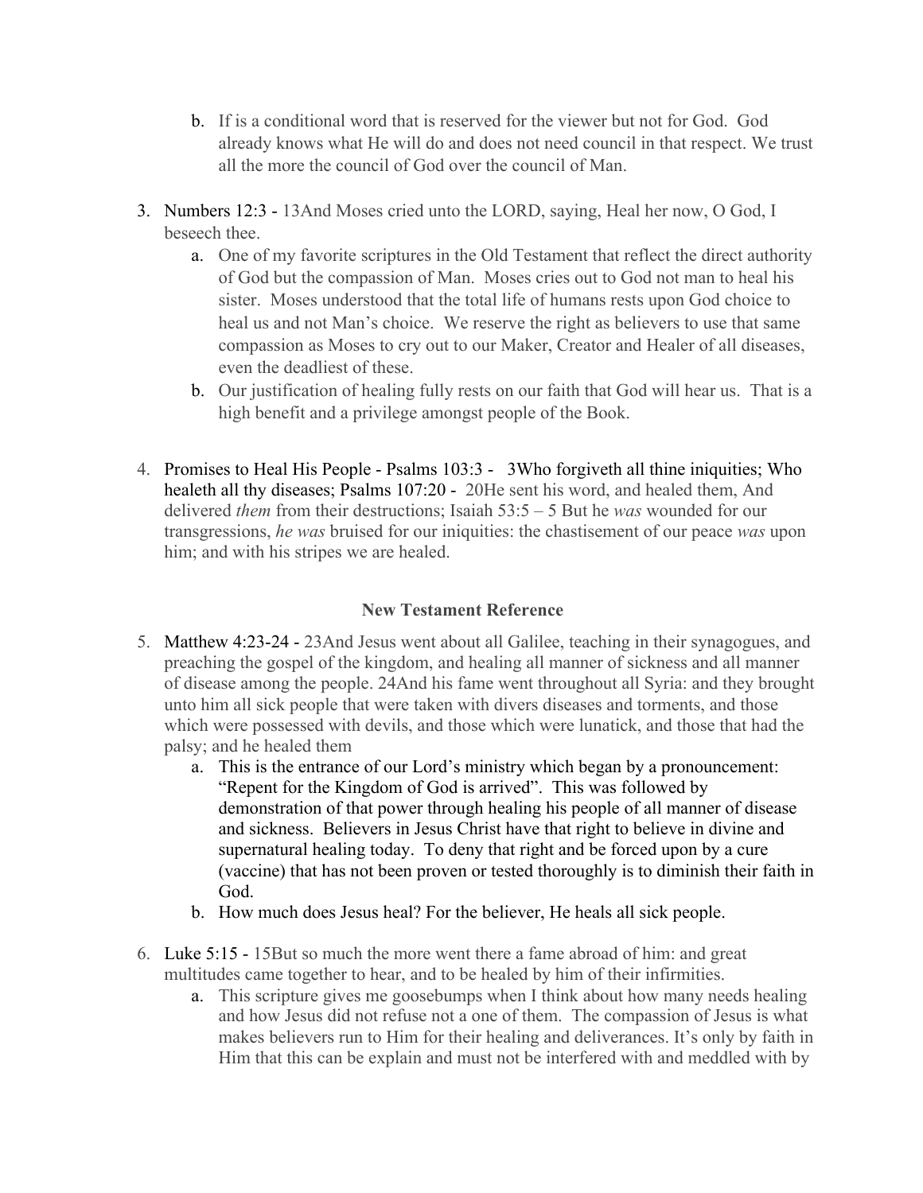b. If is a conditional word that is reserved for the viewer but not for God. God already knows what He will do and does not need council in that respect. We trust all the more the council of God over the council of Man.

3. Numbers 12:3 - 13And Moses cried unto the LORD, saying, Heal her now, O God, I beseech thee.
   a. One of my favorite scriptures in the Old Testament that reflect the direct authority of God but the compassion of Man. Moses cries out to God not man to heal his sister. Moses understood that the total life of humans rests upon God choice to heal us and not Man's choice. We reserve the right as believers to use that same compassion as Moses to cry out to our Maker, Creator and Healer of all diseases, even the deadliest of these.
   b. Our justification of healing fully rests on our faith that God will hear us. That is a high benefit and a privilege amongst people of the Book.

4. Promises to Heal His People - Psalms 103:3 - 3Who forgiveth all thine iniquities; Who healeth all thy diseases; Psalms 107:20 - 20He sent his word, and healed them, And delivered *them* from their destructions; Isaiah 53:5 – 5 But he *was* wounded for our transgressions, *he was* bruised for our iniquities: the chastisement of our peace *was* upon him; and with his stripes we are healed.

## New Testament Reference

5. Matthew 4:23-24 - 23And Jesus went about all Galilee, teaching in their synagogues, and preaching the gospel of the kingdom, and healing all manner of sickness and all manner of disease among the people. 24And his fame went throughout all Syria: and they brought unto him all sick people that were taken with divers diseases and torments, and those which were possessed with devils, and those which were lunatick, and those that had the palsy; and he healed them
   a. This is the entrance of our Lord's ministry which began by a pronouncement: "Repent for the Kingdom of God is arrived". This was followed by demonstration of that power through healing his people of all manner of disease and sickness. Believers in Jesus Christ have that right to believe in divine and supernatural healing today. To deny that right and be forced upon by a cure (vaccine) that has not been proven or tested thoroughly is to diminish their faith in God.
   b. How much does Jesus heal? For the believer, He heals all sick people.

6. Luke 5:15 - 15But so much the more went there a fame abroad of him: and great multitudes came together to hear, and to be healed by him of their infirmities.
   a. This scripture gives me goosebumps when I think about how many needs healing and how Jesus did not refuse not a one of them. The compassion of Jesus is what makes believers run to Him for their healing and deliverances. It's only by faith in Him that this can be explain and must not be interfered with and meddled with by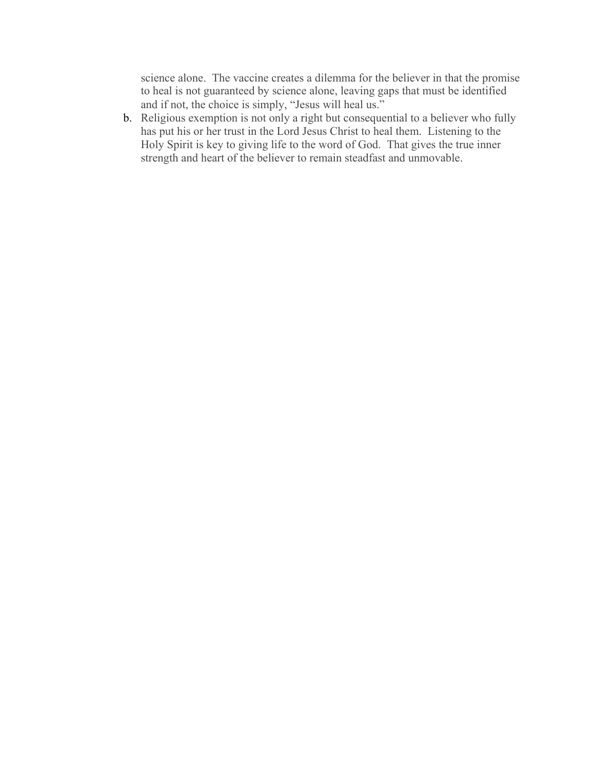science alone. The vaccine creates a dilemma for the believer in that the promise to heal is not guaranteed by science alone, leaving gaps that must be identified and if not, the choice is simply, "Jesus will heal us."

b. Religious exemption is not only a right but consequential to a believer who fully has put his or her trust in the Lord Jesus Christ to heal them. Listening to the Holy Spirit is key to giving life to the word of God. That gives the true inner strength and heart of the believer to remain steadfast and unmovable.